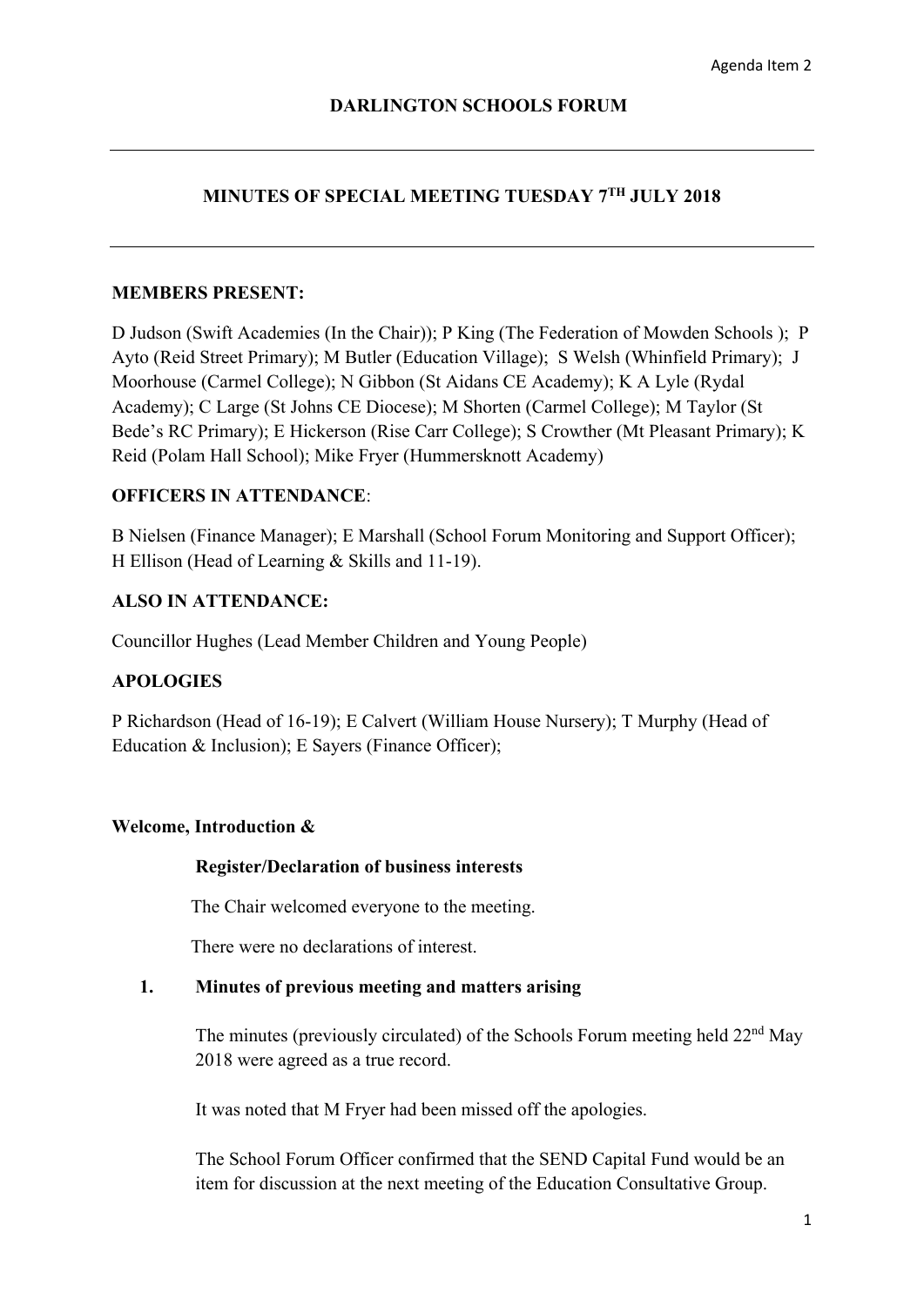Agenda Item 2

# DARLINGTON SCHOOLS FORUM

## MINUTES OF SPECIAL MEETING TUESDAY 7TH JULY 2018

**MEMBERS PRESENT:**

D Judson (Swift Academies (In the Chair)); P King (The Federation of Mowden Schools ); P Ayto (Reid Street Primary); M Butler (Education Village); S Welsh (Whinfield Primary); J Moorhouse (Carmel College); N Gibbon (St Aidans CE Academy); K A Lyle (Rydal Academy); C Large (St Johns CE Diocese); M Shorten (Carmel College); M Taylor (St Bede's RC Primary); E Hickerson (Rise Carr College); S Crowther (Mt Pleasant Primary); K Reid (Polam Hall School); Mike Fryer (Hummersknott Academy)

**OFFICERS IN ATTENDANCE**:

B Nielsen (Finance Manager); E Marshall (School Forum Monitoring and Support Officer); H Ellison (Head of Learning & Skills and 11-19).

**ALSO IN ATTENDANCE:**

Councillor Hughes (Lead Member Children and Young People)

**APOLOGIES**

P Richardson (Head of 16-19); E Calvert (William House Nursery); T Murphy (Head of Education & Inclusion); E Sayers (Finance Officer);

**Welcome, Introduction &**

**Register/Declaration of business interests**

The Chair welcomed everyone to the meeting.

There were no declarations of interest.

**1. Minutes of previous meeting and matters arising**

The minutes (previously circulated) of the Schools Forum meeting held 22nd May 2018 were agreed as a true record.

It was noted that M Fryer had been missed off the apologies.

The School Forum Officer confirmed that the SEND Capital Fund would be an item for discussion at the next meeting of the Education Consultative Group.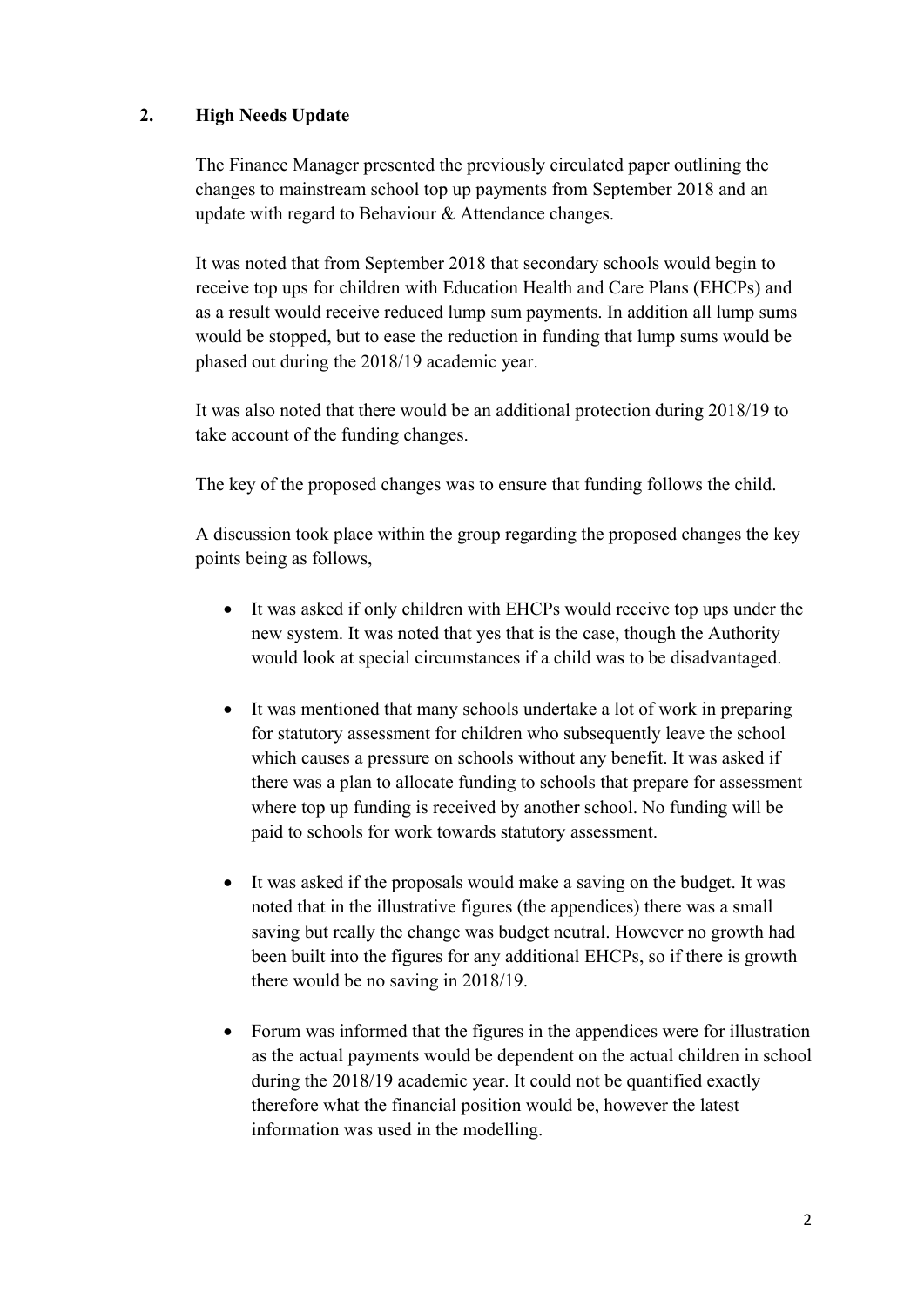## 2. High Needs Update

The Finance Manager presented the previously circulated paper outlining the changes to mainstream school top up payments from September 2018 and an update with regard to Behaviour & Attendance changes.

It was noted that from September 2018 that secondary schools would begin to receive top ups for children with Education Health and Care Plans (EHCPs) and as a result would receive reduced lump sum payments. In addition all lump sums would be stopped, but to ease the reduction in funding that lump sums would be phased out during the 2018/19 academic year.

It was also noted that there would be an additional protection during 2018/19 to take account of the funding changes.

The key of the proposed changes was to ensure that funding follows the child.

A discussion took place within the group regarding the proposed changes the key points being as follows,

- It was asked if only children with EHCPs would receive top ups under the new system. It was noted that yes that is the case, though the Authority would look at special circumstances if a child was to be disadvantaged.

- It was mentioned that many schools undertake a lot of work in preparing for statutory assessment for children who subsequently leave the school which causes a pressure on schools without any benefit. It was asked if there was a plan to allocate funding to schools that prepare for assessment where top up funding is received by another school. No funding will be paid to schools for work towards statutory assessment.

- It was asked if the proposals would make a saving on the budget. It was noted that in the illustrative figures (the appendices) there was a small saving but really the change was budget neutral. However no growth had been built into the figures for any additional EHCPs, so if there is growth there would be no saving in 2018/19.

- Forum was informed that the figures in the appendices were for illustration as the actual payments would be dependent on the actual children in school during the 2018/19 academic year. It could not be quantified exactly therefore what the financial position would be, however the latest information was used in the modelling.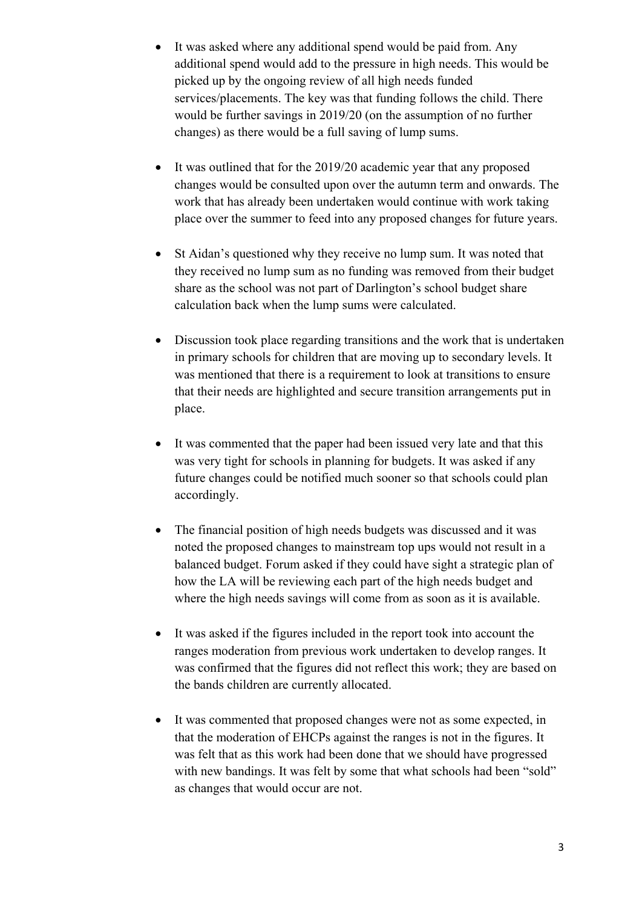- It was asked where any additional spend would be paid from. Any additional spend would add to the pressure in high needs. This would be picked up by the ongoing review of all high needs funded services/placements. The key was that funding follows the child. There would be further savings in 2019/20 (on the assumption of no further changes) as there would be a full saving of lump sums.

- It was outlined that for the 2019/20 academic year that any proposed changes would be consulted upon over the autumn term and onwards. The work that has already been undertaken would continue with work taking place over the summer to feed into any proposed changes for future years.

- St Aidan's questioned why they receive no lump sum. It was noted that they received no lump sum as no funding was removed from their budget share as the school was not part of Darlington's school budget share calculation back when the lump sums were calculated.

- Discussion took place regarding transitions and the work that is undertaken in primary schools for children that are moving up to secondary levels. It was mentioned that there is a requirement to look at transitions to ensure that their needs are highlighted and secure transition arrangements put in place.

- It was commented that the paper had been issued very late and that this was very tight for schools in planning for budgets. It was asked if any future changes could be notified much sooner so that schools could plan accordingly.

- The financial position of high needs budgets was discussed and it was noted the proposed changes to mainstream top ups would not result in a balanced budget. Forum asked if they could have sight a strategic plan of how the LA will be reviewing each part of the high needs budget and where the high needs savings will come from as soon as it is available.

- It was asked if the figures included in the report took into account the ranges moderation from previous work undertaken to develop ranges. It was confirmed that the figures did not reflect this work; they are based on the bands children are currently allocated.

- It was commented that proposed changes were not as some expected, in that the moderation of EHCPs against the ranges is not in the figures. It was felt that as this work had been done that we should have progressed with new bandings. It was felt by some that what schools had been "sold" as changes that would occur are not.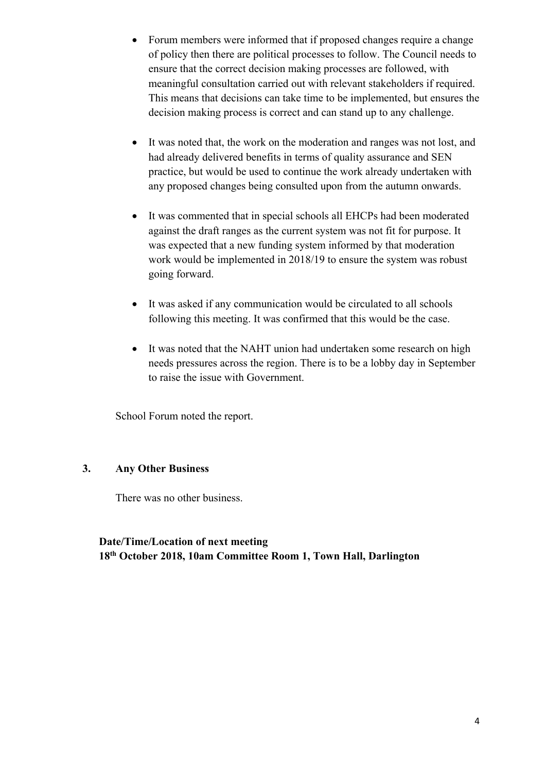- Forum members were informed that if proposed changes require a change of policy then there are political processes to follow. The Council needs to ensure that the correct decision making processes are followed, with meaningful consultation carried out with relevant stakeholders if required. This means that decisions can take time to be implemented, but ensures the decision making process is correct and can stand up to any challenge.

- It was noted that, the work on the moderation and ranges was not lost, and had already delivered benefits in terms of quality assurance and SEN practice, but would be used to continue the work already undertaken with any proposed changes being consulted upon from the autumn onwards.

- It was commented that in special schools all EHCPs had been moderated against the draft ranges as the current system was not fit for purpose. It was expected that a new funding system informed by that moderation work would be implemented in 2018/19 to ensure the system was robust going forward.

- It was asked if any communication would be circulated to all schools following this meeting. It was confirmed that this would be the case.

- It was noted that the NAHT union had undertaken some research on high needs pressures across the region. There is to be a lobby day in September to raise the issue with Government.

School Forum noted the report.

## 3. Any Other Business

There was no other business.

**Date/Time/Location of next meeting**
**18th October 2018, 10am Committee Room 1, Town Hall, Darlington**